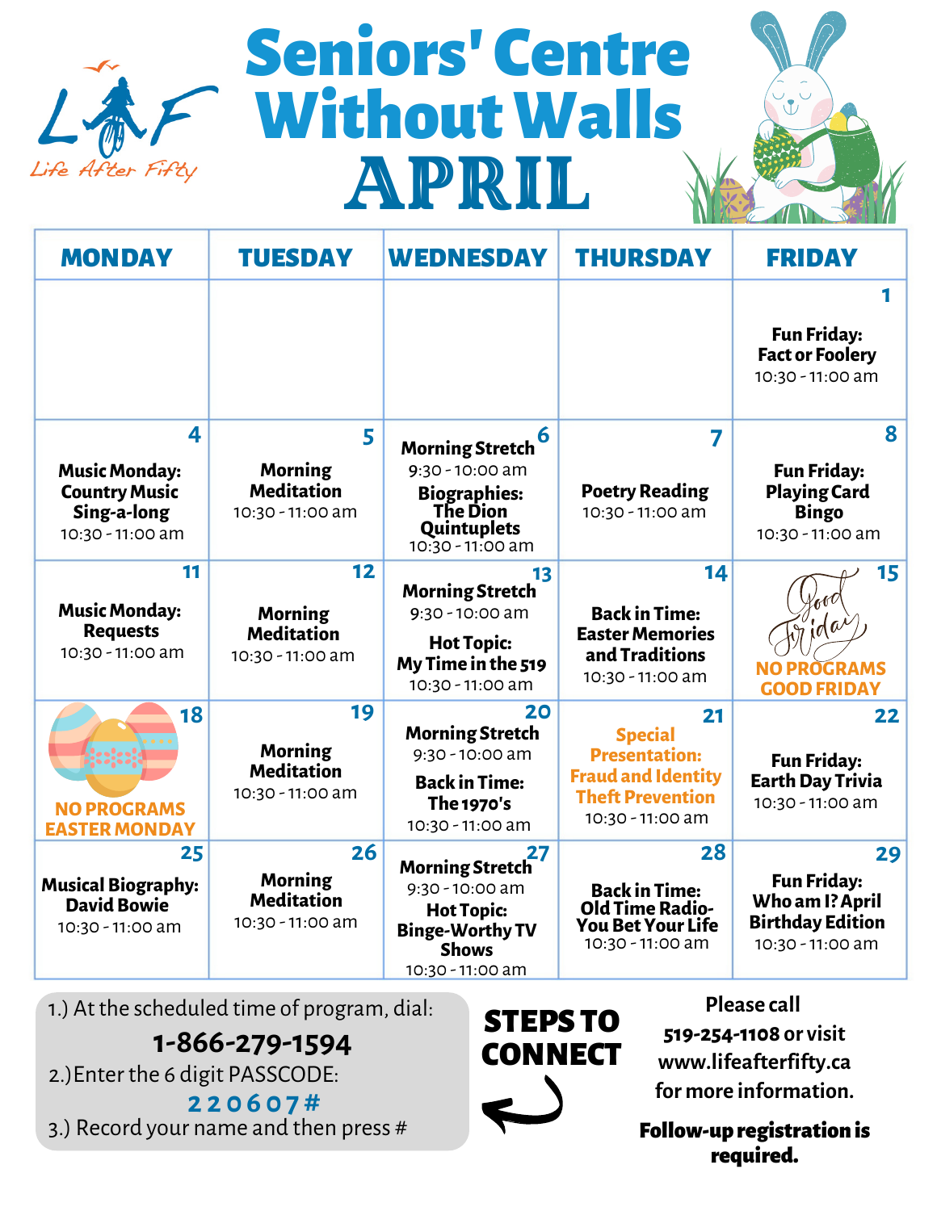# Seniors' Centre Without Walls

# APRIL

Life After Fifty

| MONDAY | TUESDAY | WEDNESDAY | THURSDAY | FRIDAY |
|---|---|---|---|---|
| | | | | **1** Fun Friday: Fact or Foolery 10:30 - 11:00 am |
| **4** Music Monday: Country Music Sing-a-long 10:30 - 11:00 am | **5** Morning Meditation 10:30 - 11:00 am | **6** Morning Stretch 9:30 - 10:00 am Biographies: The Dion Quintuplets 10:30 - 11:00 am | **7** Poetry Reading 10:30 - 11:00 am | **8** Fun Friday: Playing Card Bingo 10:30 - 11:00 am |
| **11** Music Monday: Requests 10:30 - 11:00 am | **12** Morning Meditation 10:30 - 11:00 am | **13** Morning Stretch 9:30 - 10:00 am Hot Topic: My Time in the 519 10:30 - 11:00 am | **14** Back in Time: Easter Memories and Traditions 10:30 - 11:00 am | **15** Good Friday NO PROGRAMS GOOD FRIDAY |
| **18** NO PROGRAMS EASTER MONDAY | **19** Morning Meditation 10:30 - 11:00 am | **20** Morning Stretch 9:30 - 10:00 am Back in Time: The 1970's 10:30 - 11:00 am | **21** Special Presentation: Fraud and Identity Theft Prevention 10:30 - 11:00 am | **22** Fun Friday: Earth Day Trivia 10:30 - 11:00 am |
| **25** Musical Biography: David Bowie 10:30 - 11:00 am | **26** Morning Meditation 10:30 - 11:00 am | **27** Morning Stretch 9:30 - 10:00 am Hot Topic: Binge-Worthy TV Shows 10:30 - 11:00 am | **28** Back in Time: Old Time Radio- You Bet Your Life 10:30 - 11:00 am | **29** Fun Friday: Who am I? April Birthday Edition 10:30 - 11:00 am |

## STEPS TO CONNECT

1.) At the scheduled time of program, dial:

**1-866-279-1594**

2.)Enter the 6 digit PASSCODE:

**220607#**

3.) Record your name and then press #

Please call 519-254-1108 or visit www.lifeafterfifty.ca for more information.

**Follow-up registration is required.**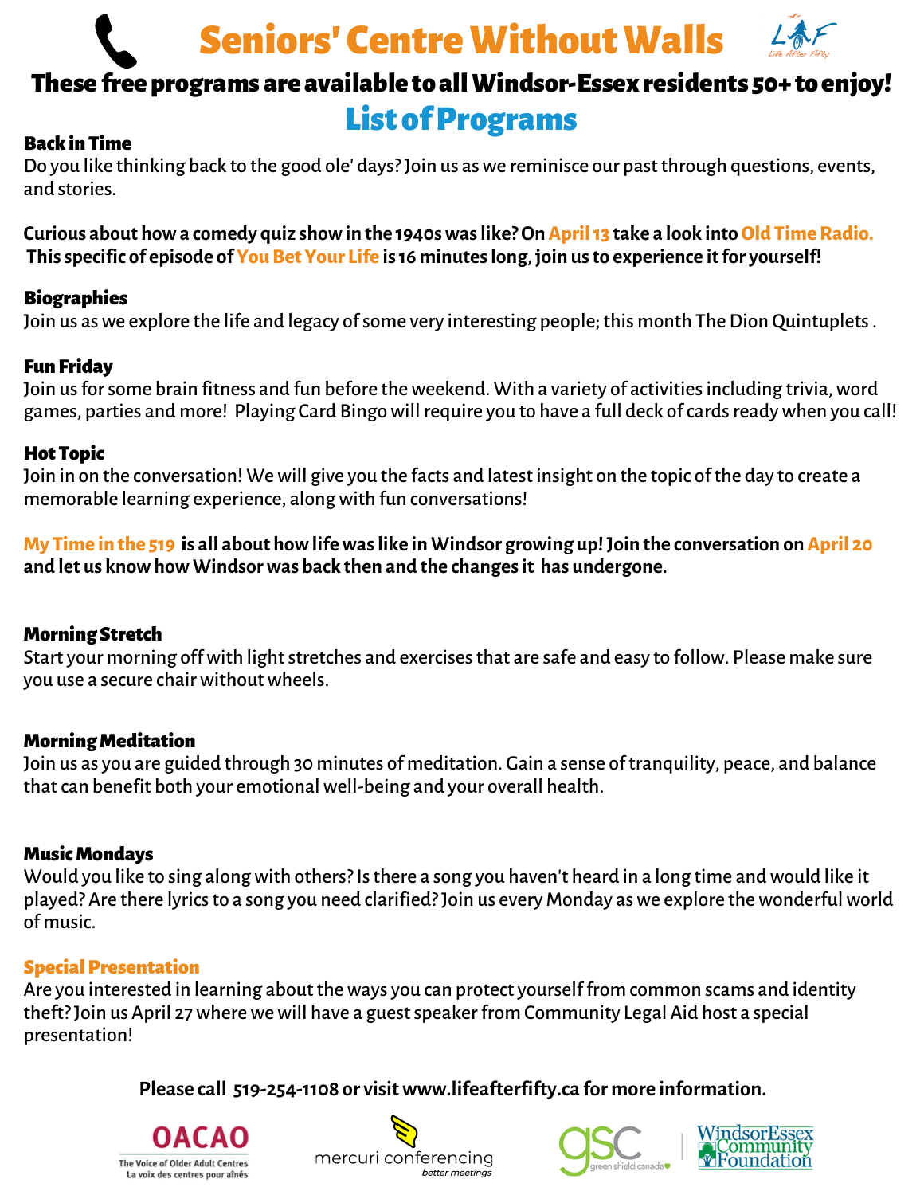# Seniors' Centre Without Walls

## These free programs are available to all Windsor-Essex residents 50+ to enjoy!

## List of Programs

### Back in Time

Do you like thinking back to the good ole' days? Join us as we reminisce our past through questions, events, and stories.

**Curious about how a comedy quiz show in the 1940s was like? On April 13 take a look into Old Time Radio. This specific of episode of You Bet Your Life is 16 minutes long, join us to experience it for yourself!**

### Biographies

Join us as we explore the life and legacy of some very interesting people; this month The Dion Quintuplets .

### Fun Friday

Join us for some brain fitness and fun before the weekend. With a variety of activities including trivia, word games, parties and more! Playing Card Bingo will require you to have a full deck of cards ready when you call!

### Hot Topic

Join in on the conversation! We will give you the facts and latest insight on the topic of the day to create a memorable learning experience, along with fun conversations!

**My Time in the 519 is all about how life was like in Windsor growing up! Join the conversation on April 20 and let us know how Windsor was back then and the changes it has undergone.**

### Morning Stretch

Start your morning off with light stretches and exercises that are safe and easy to follow. Please make sure you use a secure chair without wheels.

### Morning Meditation

Join us as you are guided through 30 minutes of meditation. Gain a sense of tranquility, peace, and balance that can benefit both your emotional well-being and your overall health.

### Music Mondays

Would you like to sing along with others? Is there a song you haven't heard in a long time and would like it played? Are there lyrics to a song you need clarified? Join us every Monday as we explore the wonderful world of music.

### Special Presentation

Are you interested in learning about the ways you can protect yourself from common scams and identity theft? Join us April 27 where we will have a guest speaker from Community Legal Aid host a special presentation!

**Please call 519-254-1108 or visit www.lifeafterfifty.ca for more information.**